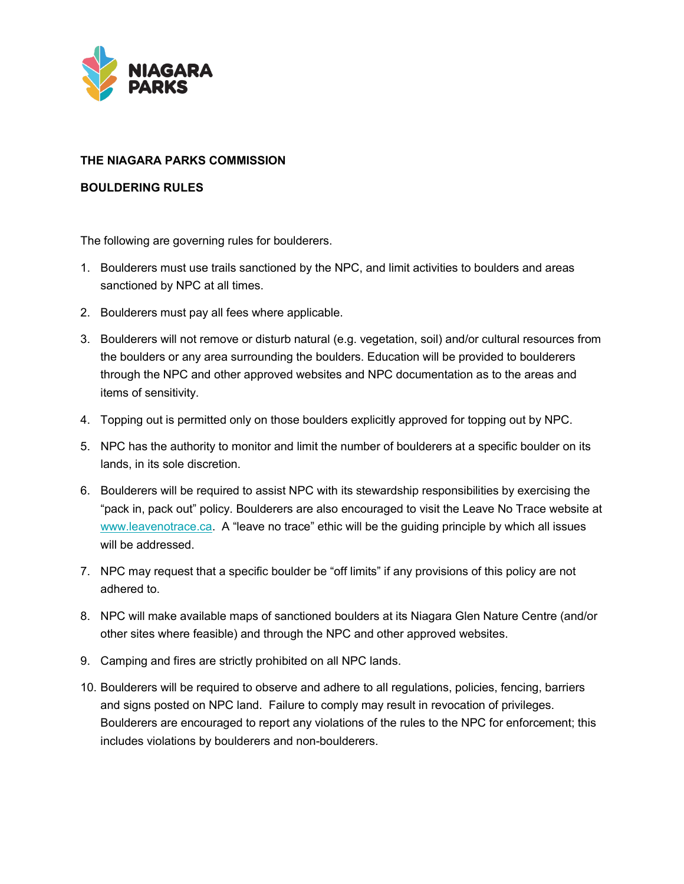**THE NIAGARA PARKS COMMISSION**

**BOULDERING RULES**

The following are governing rules for boulderers.

1. Boulderers must use trails sanctioned by the NPC, and limit activities to boulders and areas sanctioned by NPC at all times.
2. Boulderers must pay all fees where applicable.
3. Boulderers will not remove or disturb natural (e.g. vegetation, soil) and/or cultural resources from the boulders or any area surrounding the boulders. Education will be provided to boulderers through the NPC and other approved websites and NPC documentation as to the areas and items of sensitivity.
4. Topping out is permitted only on those boulders explicitly approved for topping out by NPC.
5. NPC has the authority to monitor and limit the number of boulderers at a specific boulder on its lands, in its sole discretion.
6. Boulderers will be required to assist NPC with its stewardship responsibilities by exercising the "pack in, pack out" policy. Boulderers are also encouraged to visit the Leave No Trace website at www.leavenotrace.ca. A "leave no trace" ethic will be the guiding principle by which all issues will be addressed.
7. NPC may request that a specific boulder be "off limits" if any provisions of this policy are not adhered to.
8. NPC will make available maps of sanctioned boulders at its Niagara Glen Nature Centre (and/or other sites where feasible) and through the NPC and other approved websites.
9. Camping and fires are strictly prohibited on all NPC lands.
10. Boulderers will be required to observe and adhere to all regulations, policies, fencing, barriers and signs posted on NPC land. Failure to comply may result in revocation of privileges. Boulderers are encouraged to report any violations of the rules to the NPC for enforcement; this includes violations by boulderers and non-boulderers.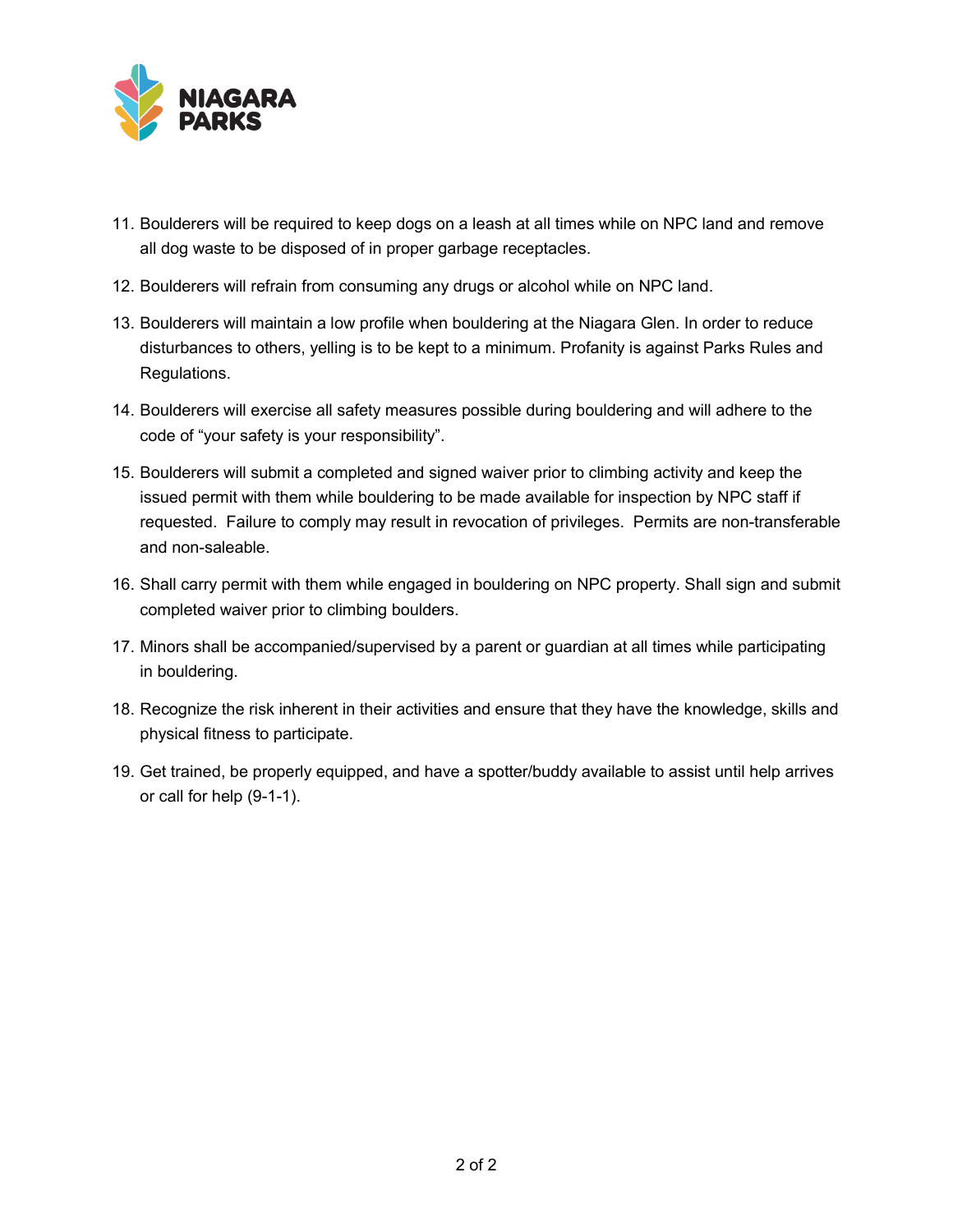11. Boulderers will be required to keep dogs on a leash at all times while on NPC land and remove all dog waste to be disposed of in proper garbage receptacles.
12. Boulderers will refrain from consuming any drugs or alcohol while on NPC land.
13. Boulderers will maintain a low profile when bouldering at the Niagara Glen. In order to reduce disturbances to others, yelling is to be kept to a minimum. Profanity is against Parks Rules and Regulations.
14. Boulderers will exercise all safety measures possible during bouldering and will adhere to the code of "your safety is your responsibility".
15. Boulderers will submit a completed and signed waiver prior to climbing activity and keep the issued permit with them while bouldering to be made available for inspection by NPC staff if requested. Failure to comply may result in revocation of privileges. Permits are non-transferable and non-saleable.
16. Shall carry permit with them while engaged in bouldering on NPC property. Shall sign and submit completed waiver prior to climbing boulders.
17. Minors shall be accompanied/supervised by a parent or guardian at all times while participating in bouldering.
18. Recognize the risk inherent in their activities and ensure that they have the knowledge, skills and physical fitness to participate.
19. Get trained, be properly equipped, and have a spotter/buddy available to assist until help arrives or call for help (9-1-1).